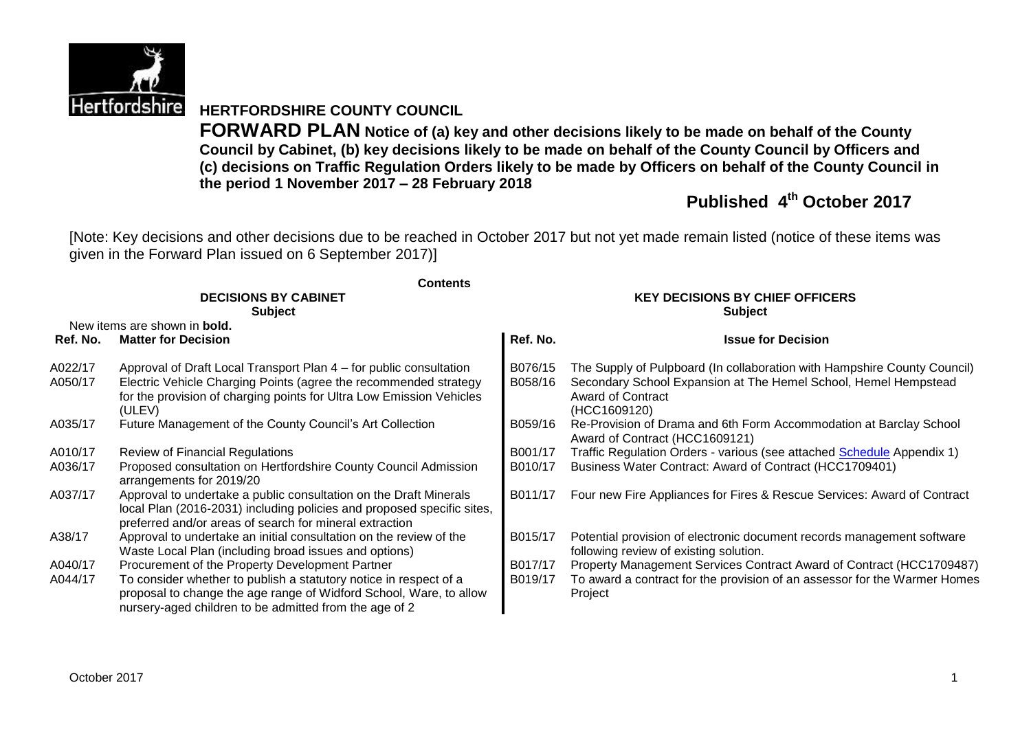# HERTFORDSHIRE COUNTY COUNCIL

**FORWARD PLAN Notice of (a) key and other decisions likely to be made on behalf of the County Council by Cabinet, (b) key decisions likely to be made on behalf of the County Council by Officers and (c) decisions on Traffic Regulation Orders likely to be made by Officers on behalf of the County Council in the period 1 November 2017 – 28 February 2018**

**Published 4th October 2017**

[Note: Key decisions and other decisions due to be reached in October 2017 but not yet made remain listed (notice of these items was given in the Forward Plan issued on 6 September 2017)]

**Contents**

**DECISIONS BY CABINET**
**Subject**

New items are shown in **bold.**

| Ref. No. | Matter for Decision |
|---|---|
| A022/17 | Approval of Draft Local Transport Plan 4 – for public consultation |
| A050/17 | Electric Vehicle Charging Points (agree the recommended strategy for the provision of charging points for Ultra Low Emission Vehicles (ULEV) |
| A035/17 | Future Management of the County Council's Art Collection |
| A010/17 | Review of Financial Regulations |
| A036/17 | Proposed consultation on Hertfordshire County Council Admission arrangements for 2019/20 |
| A037/17 | Approval to undertake a public consultation on the Draft Minerals local Plan (2016-2031) including policies and proposed specific sites, preferred and/or areas of search for mineral extraction |
| A38/17 | Approval to undertake an initial consultation on the review of the Waste Local Plan (including broad issues and options) |
| A040/17 | Procurement of the Property Development Partner |
| A044/17 | To consider whether to publish a statutory notice in respect of a proposal to change the age range of Widford School, Ware, to allow nursery-aged children to be admitted from the age of 2 |

**KEY DECISIONS BY CHIEF OFFICERS**
**Subject**

| Ref. No. | Issue for Decision |
|---|---|
| B076/15 | The Supply of Pulpboard (In collaboration with Hampshire County Council) |
| B058/16 | Secondary School Expansion at The Hemel School, Hemel Hempstead Award of Contract (HCC1609120) |
| B059/16 | Re-Provision of Drama and 6th Form Accommodation at Barclay School Award of Contract (HCC1609121) |
| B001/17 | Traffic Regulation Orders - various (see attached Schedule Appendix 1) |
| B010/17 | Business Water Contract: Award of Contract (HCC1709401) |
| B011/17 | Four new Fire Appliances for Fires & Rescue Services: Award of Contract |
| B015/17 | Potential provision of electronic document records management software following review of existing solution. |
| B017/17 | Property Management Services Contract Award of Contract (HCC1709487) |
| B019/17 | To award a contract for the provision of an assessor for the Warmer Homes Project |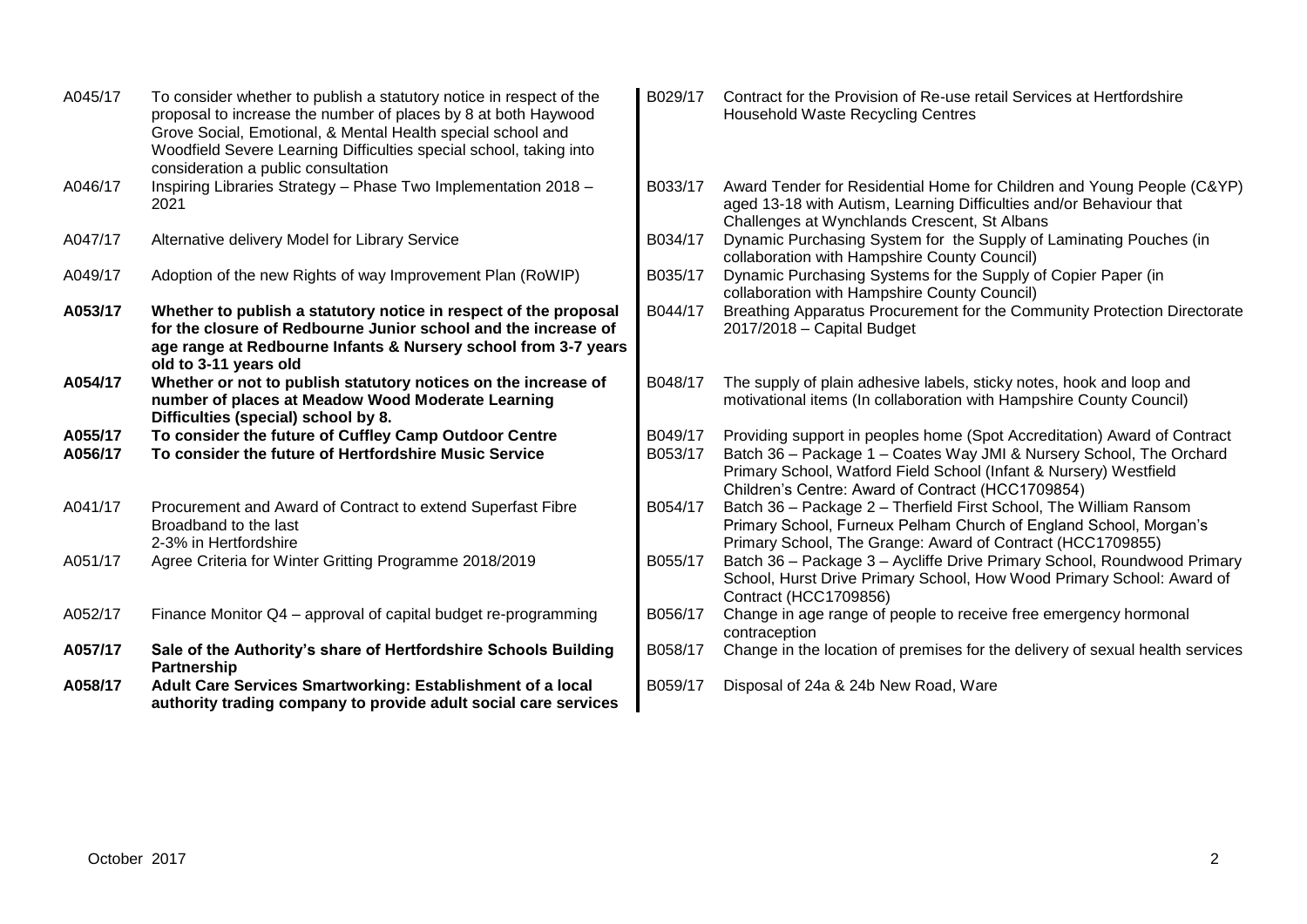| | | | |
|---|---|---|---|
| A045/17 | To consider whether to publish a statutory notice in respect of the proposal to increase the number of places by 8 at both Haywood Grove Social, Emotional, & Mental Health special school and Woodfield Severe Learning Difficulties special school, taking into consideration a public consultation | B029/17 | Contract for the Provision of Re-use retail Services at Hertfordshire Household Waste Recycling Centres |
| A046/17 | Inspiring Libraries Strategy – Phase Two Implementation 2018 – 2021 | B033/17 | Award Tender for Residential Home for Children and Young People (C&YP) aged 13-18 with Autism, Learning Difficulties and/or Behaviour that Challenges at Wynchlands Crescent, St Albans |
| A047/17 | Alternative delivery Model for Library Service | B034/17 | Dynamic Purchasing System for the Supply of Laminating Pouches (in collaboration with Hampshire County Council) |
| A049/17 | Adoption of the new Rights of way Improvement Plan (RoWIP) | B035/17 | Dynamic Purchasing Systems for the Supply of Copier Paper (in collaboration with Hampshire County Council) |
| **A053/17** | **Whether to publish a statutory notice in respect of the proposal for the closure of Redbourne Junior school and the increase of age range at Redbourne Infants & Nursery school from 3-7 years old to 3-11 years old** | B044/17 | Breathing Apparatus Procurement for the Community Protection Directorate 2017/2018 – Capital Budget |
| **A054/17** | **Whether or not to publish statutory notices on the increase of number of places at Meadow Wood Moderate Learning Difficulties (special) school by 8.** | B048/17 | The supply of plain adhesive labels, sticky notes, hook and loop and motivational items (In collaboration with Hampshire County Council) |
| **A055/17** | **To consider the future of Cuffley Camp Outdoor Centre** | B049/17 | Providing support in peoples home (Spot Accreditation) Award of Contract |
| **A056/17** | **To consider the future of Hertfordshire Music Service** | B053/17 | Batch 36 – Package 1 – Coates Way JMI & Nursery School, The Orchard Primary School, Watford Field School (Infant & Nursery) Westfield Children's Centre: Award of Contract (HCC1709854) |
| A041/17 | Procurement and Award of Contract to extend Superfast Fibre Broadband to the last 2-3% in Hertfordshire | B054/17 | Batch 36 – Package 2 – Therfield First School, The William Ransom Primary School, Furneux Pelham Church of England School, Morgan's Primary School, The Grange: Award of Contract (HCC1709855) |
| A051/17 | Agree Criteria for Winter Gritting Programme 2018/2019 | B055/17 | Batch 36 – Package 3 – Aycliffe Drive Primary School, Roundwood Primary School, Hurst Drive Primary School, How Wood Primary School: Award of Contract (HCC1709856) |
| A052/17 | Finance Monitor Q4 – approval of capital budget re-programming | B056/17 | Change in age range of people to receive free emergency hormonal contraception |
| **A057/17** | **Sale of the Authority's share of Hertfordshire Schools Building Partnership** | B058/17 | Change in the location of premises for the delivery of sexual health services |
| **A058/17** | **Adult Care Services Smartworking: Establishment of a local authority trading company to provide adult social care services** | B059/17 | Disposal of 24a & 24b New Road, Ware |

October 2017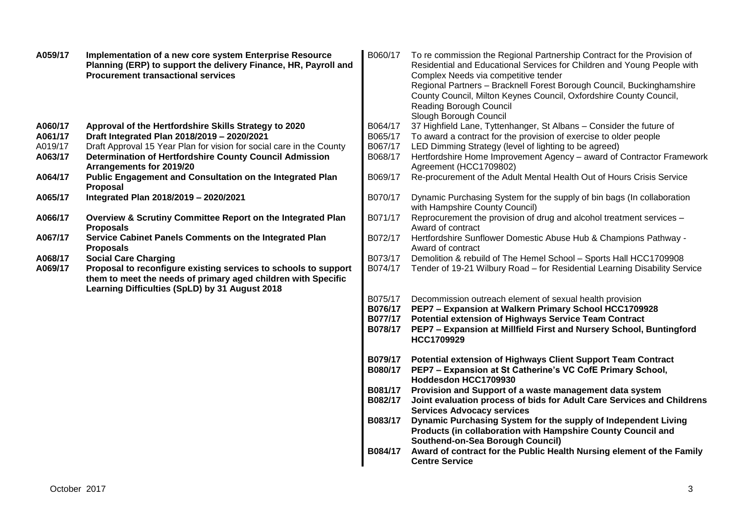| | |
|---|---|
| **A059/17** | **Implementation of a new core system Enterprise Resource Planning (ERP) to support the delivery Finance, HR, Payroll and Procurement transactional services** |
| **A060/17** | **Approval of the Hertfordshire Skills Strategy to 2020** |
| **A061/17** | **Draft Integrated Plan 2018/2019 – 2020/2021** |
| A019/17 | Draft Approval 15 Year Plan for vision for social care in the County |
| **A063/17** | **Determination of Hertfordshire County Council Admission Arrangements for 2019/20** |
| **A064/17** | **Public Engagement and Consultation on the Integrated Plan Proposal** |
| **A065/17** | **Integrated Plan 2018/2019 – 2020/2021** |
| **A066/17** | **Overview & Scrutiny Committee Report on the Integrated Plan Proposals** |
| **A067/17** | **Service Cabinet Panels Comments on the Integrated Plan Proposals** |
| **A068/17** | **Social Care Charging** |
| **A069/17** | **Proposal to reconfigure existing services to schools to support them to meet the needs of primary aged children with Specific Learning Difficulties (SpLD) by 31 August 2018** |

| | |
|---|---|
| B060/17 | To re commission the Regional Partnership Contract for the Provision of Residential and Educational Services for Children and Young People with Complex Needs via competitive tender<br>Regional Partners – Bracknell Forest Borough Council, Buckinghamshire County Council, Milton Keynes Council, Oxfordshire County Council, Reading Borough Council<br>Slough Borough Council |
| B064/17 | 37 Highfield Lane, Tyttenhanger, St Albans – Consider the future of |
| B065/17 | To award a contract for the provision of exercise to older people |
| B067/17 | LED Dimming Strategy (level of lighting to be agreed) |
| B068/17 | Hertfordshire Home Improvement Agency – award of Contractor Framework Agreement (HCC1709802) |
| B069/17 | Re-procurement of the Adult Mental Health Out of Hours Crisis Service |
| B070/17 | Dynamic Purchasing System for the supply of bin bags (In collaboration with Hampshire County Council) |
| B071/17 | Reprocurement the provision of drug and alcohol treatment services – Award of contract |
| B072/17 | Hertfordshire Sunflower Domestic Abuse Hub & Champions Pathway - Award of contract |
| B073/17 | Demolition & rebuild of The Hemel School – Sports Hall HCC1709908 |
| B074/17 | Tender of 19-21 Wilbury Road – for Residential Learning Disability Service |
| B075/17 | Decommission outreach element of sexual health provision |
| **B076/17** | **PEP7 – Expansion at Walkern Primary School HCC1709928** |
| **B077/17** | **Potential extension of Highways Service Team Contract** |
| **B078/17** | **PEP7 – Expansion at Millfield First and Nursery School, Buntingford HCC1709929** |
| **B079/17** | **Potential extension of Highways Client Support Team Contract** |
| **B080/17** | **PEP7 – Expansion at St Catherine's VC CofE Primary School, Hoddesdon HCC1709930** |
| **B081/17** | **Provision and Support of a waste management data system** |
| **B082/17** | **Joint evaluation process of bids for Adult Care Services and Childrens Services Advocacy services** |
| **B083/17** | **Dynamic Purchasing System for the supply of Independent Living Products (in collaboration with Hampshire County Council and Southend-on-Sea Borough Council)** |
| **B084/17** | **Award of contract for the Public Health Nursing element of the Family Centre Service** |

October 2017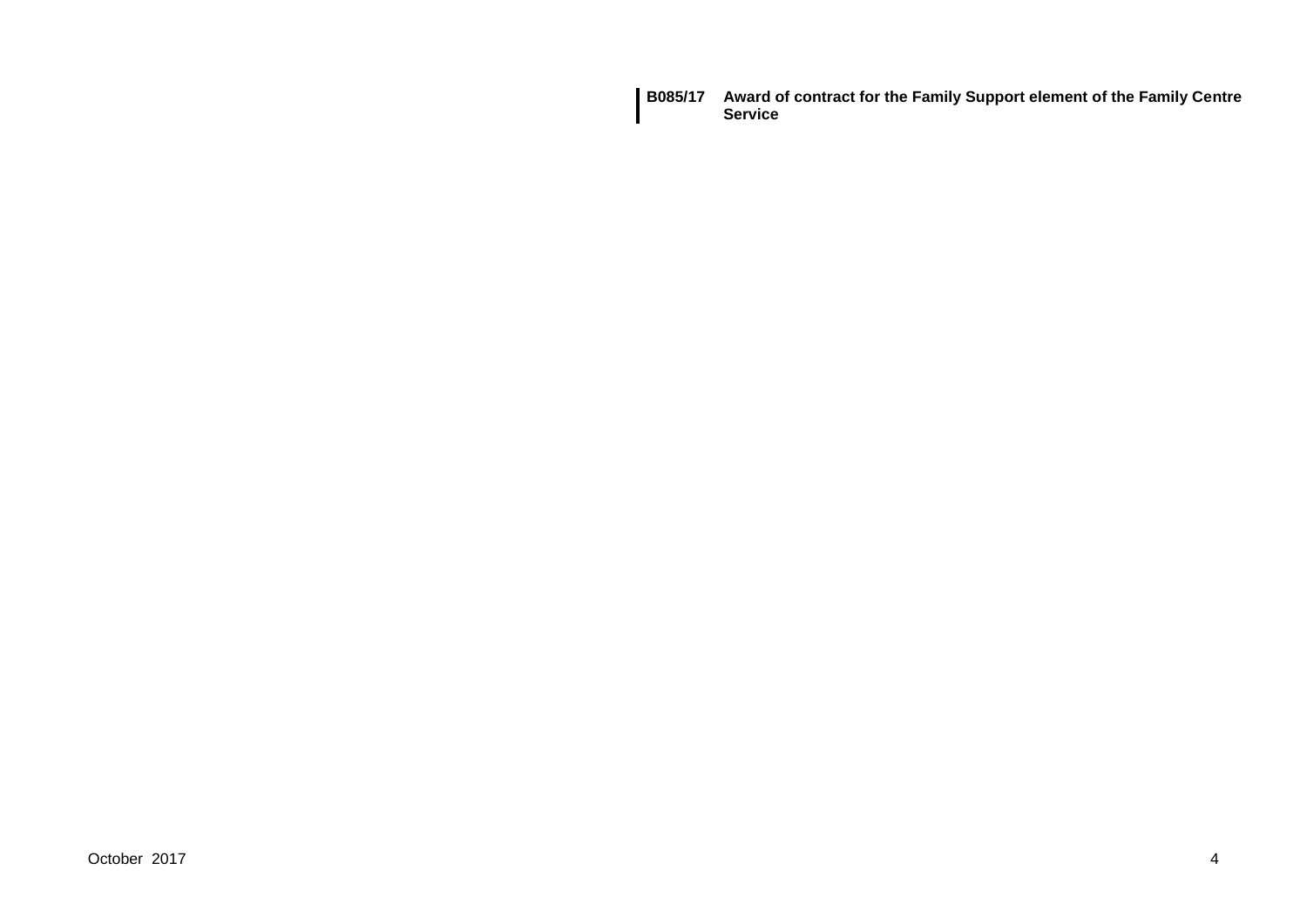**B085/17** **Award of contract for the Family Support element of the Family Centre Service**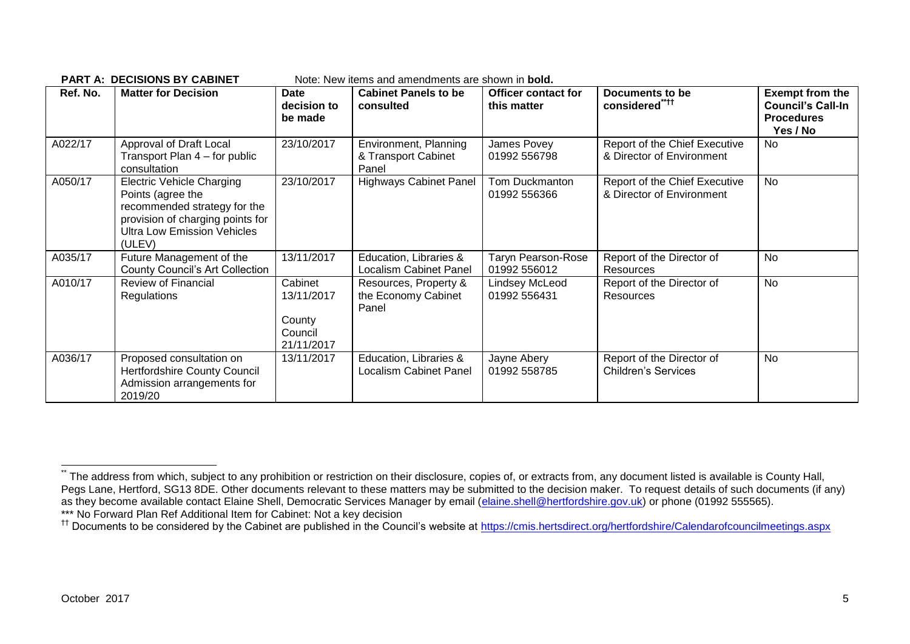**PART A: DECISIONS BY CABINET** Note: New items and amendments are shown in **bold.**

| Ref. No. | Matter for Decision | Date decision to be made | Cabinet Panels to be consulted | Officer contact for this matter | Documents to be considered[\*\*††] | Exempt from the Council's Call-In Procedures Yes / No |
|---|---|---|---|---|---|---|
| A022/17 | Approval of Draft Local Transport Plan 4 – for public consultation | 23/10/2017 | Environment, Planning & Transport Cabinet Panel | James Povey 01992 556798 | Report of the Chief Executive & Director of Environment | No |
| A050/17 | Electric Vehicle Charging Points (agree the recommended strategy for the provision of charging points for Ultra Low Emission Vehicles (ULEV) | 23/10/2017 | Highways Cabinet Panel | Tom Duckmanton 01992 556366 | Report of the Chief Executive & Director of Environment | No |
| A035/17 | Future Management of the County Council's Art Collection | 13/11/2017 | Education, Libraries & Localism Cabinet Panel | Taryn Pearson-Rose 01992 556012 | Report of the Director of Resources | No |
| A010/17 | Review of Financial Regulations | Cabinet 13/11/2017 County Council 21/11/2017 | Resources, Property & the Economy Cabinet Panel | Lindsey McLeod 01992 556431 | Report of the Director of Resources | No |
| A036/17 | Proposed consultation on Hertfordshire County Council Admission arrangements for 2019/20 | 13/11/2017 | Education, Libraries & Localism Cabinet Panel | Jayne Abery 01992 558785 | Report of the Director of Children's Services | No |

[\*\*] The address from which, subject to any prohibition or restriction on their disclosure, copies of, or extracts from, any document listed is available is County Hall, Pegs Lane, Hertford, SG13 8DE. Other documents relevant to these matters may be submitted to the decision maker. To request details of such documents (if any) as they become available contact Elaine Shell, Democratic Services Manager by email (elaine.shell@hertfordshire.gov.uk) or phone (01992 555565).

\*\*\* No Forward Plan Ref Additional Item for Cabinet: Not a key decision

[††] Documents to be considered by the Cabinet are published in the Council's website at https://cmis.hertsdirect.org/hertfordshire/Calendarofcouncilmeetings.aspx

October 2017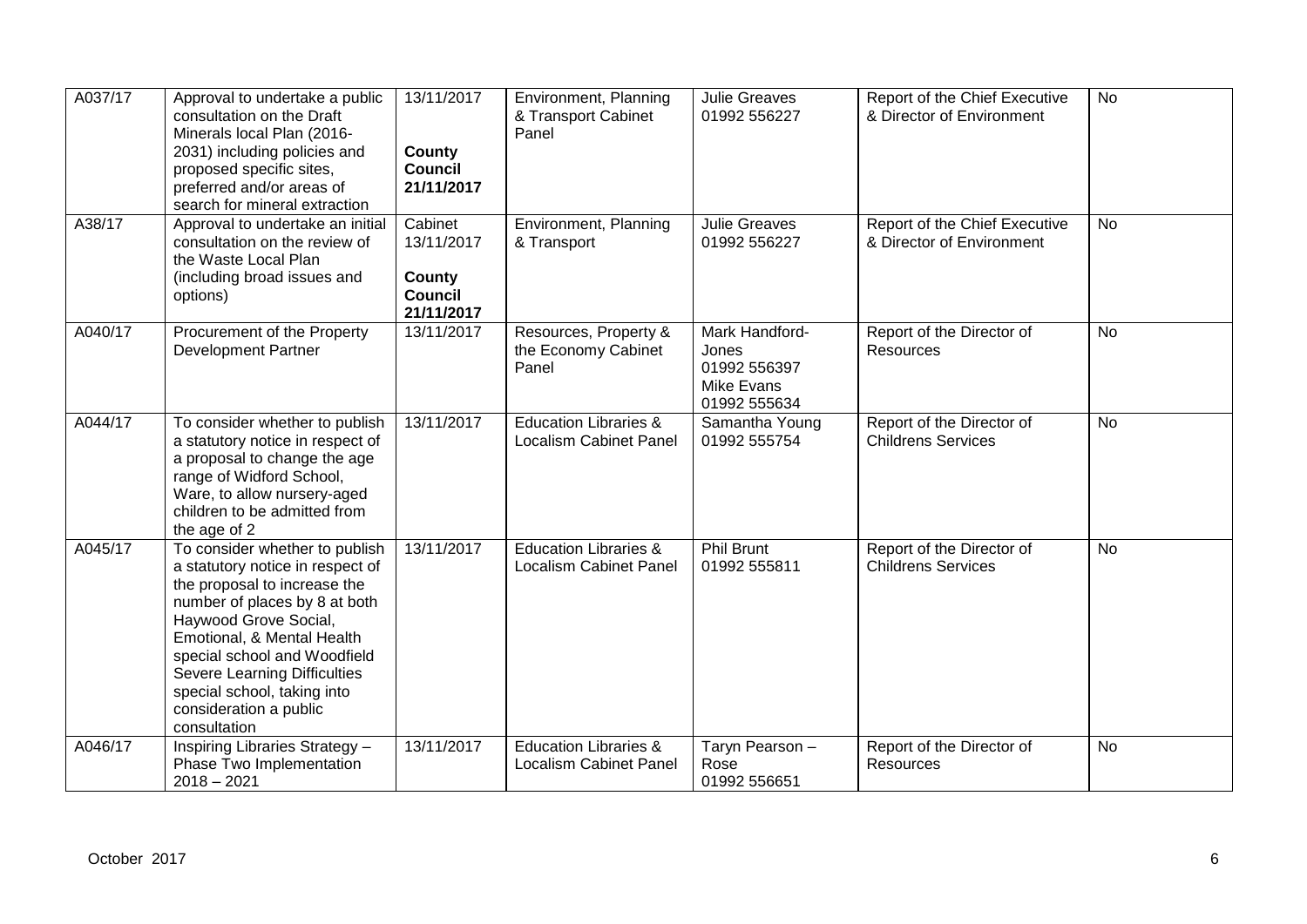| A037/17 | Approval to undertake a public consultation on the Draft Minerals local Plan (2016-2031) including policies and proposed specific sites, preferred and/or areas of search for mineral extraction | 13/11/2017<br><br>**County Council 21/11/2017** | Environment, Planning & Transport Cabinet Panel | Julie Greaves 01992 556227 | Report of the Chief Executive & Director of Environment | No |
|---|---|---|---|---|---|---|
| A38/17 | Approval to undertake an initial consultation on the review of the Waste Local Plan (including broad issues and options) | Cabinet 13/11/2017<br><br>**County Council 21/11/2017** | Environment, Planning & Transport | Julie Greaves 01992 556227 | Report of the Chief Executive & Director of Environment | No |
| A040/17 | Procurement of the Property Development Partner | 13/11/2017 | Resources, Property & the Economy Cabinet Panel | Mark Handford-Jones 01992 556397 Mike Evans 01992 555634 | Report of the Director of Resources | No |
| A044/17 | To consider whether to publish a statutory notice in respect of a proposal to change the age range of Widford School, Ware, to allow nursery-aged children to be admitted from the age of 2 | 13/11/2017 | Education Libraries & Localism Cabinet Panel | Samantha Young 01992 555754 | Report of the Director of Childrens Services | No |
| A045/17 | To consider whether to publish a statutory notice in respect of the proposal to increase the number of places by 8 at both Haywood Grove Social, Emotional, & Mental Health special school and Woodfield Severe Learning Difficulties special school, taking into consideration a public consultation | 13/11/2017 | Education Libraries & Localism Cabinet Panel | Phil Brunt 01992 555811 | Report of the Director of Childrens Services | No |
| A046/17 | Inspiring Libraries Strategy – Phase Two Implementation 2018 – 2021 | 13/11/2017 | Education Libraries & Localism Cabinet Panel | Taryn Pearson – Rose 01992 556651 | Report of the Director of Resources | No |

October 2017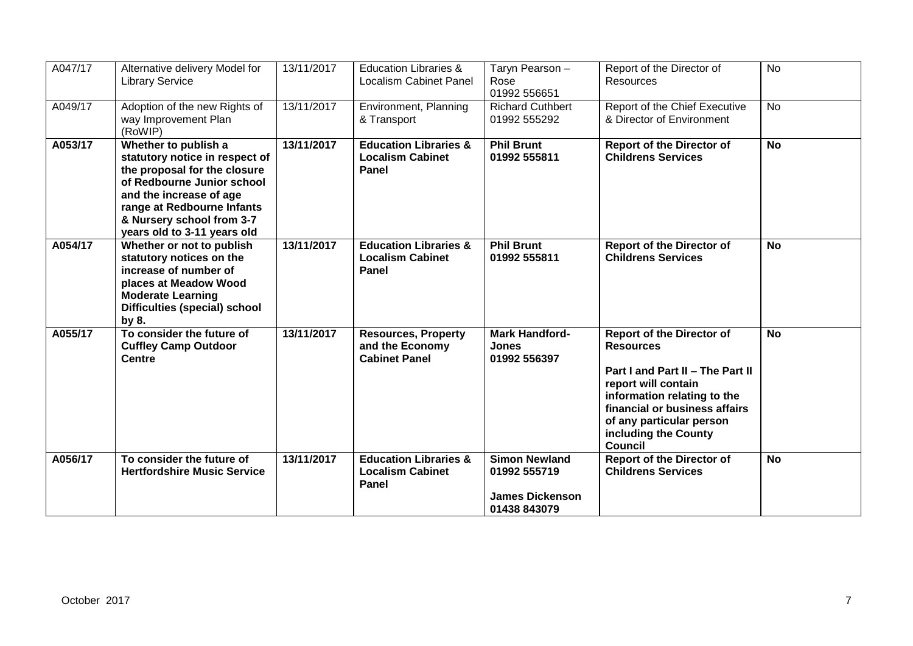| A047/17 | Alternative delivery Model for Library Service | 13/11/2017 | Education Libraries & Localism Cabinet Panel | Taryn Pearson – Rose 01992 556651 | Report of the Director of Resources | No |
|---|---|---|---|---|---|---|
| A049/17 | Adoption of the new Rights of way Improvement Plan (RoWIP) | 13/11/2017 | Environment, Planning & Transport | Richard Cuthbert 01992 555292 | Report of the Chief Executive & Director of Environment | No |
| **A053/17** | **Whether to publish a statutory notice in respect of the proposal for the closure of Redbourne Junior school and the increase of age range at Redbourne Infants & Nursery school from 3-7 years old to 3-11 years old** | **13/11/2017** | **Education Libraries & Localism Cabinet Panel** | **Phil Brunt 01992 555811** | **Report of the Director of Childrens Services** | **No** |
| **A054/17** | **Whether or not to publish statutory notices on the increase of number of places at Meadow Wood Moderate Learning Difficulties (special) school by 8.** | **13/11/2017** | **Education Libraries & Localism Cabinet Panel** | **Phil Brunt 01992 555811** | **Report of the Director of Childrens Services** | **No** |
| **A055/17** | **To consider the future of Cuffley Camp Outdoor Centre** | **13/11/2017** | **Resources, Property and the Economy Cabinet Panel** | **Mark Handford-Jones 01992 556397** | **Report of the Director of Resources**<br><br>**Part I and Part II – The Part II report will contain information relating to the financial or business affairs of any particular person including the County Council** | **No** |
| **A056/17** | **To consider the future of Hertfordshire Music Service** | **13/11/2017** | **Education Libraries & Localism Cabinet Panel** | **Simon Newland 01992 555719**<br><br>**James Dickenson 01438 843079** | **Report of the Director of Childrens Services** | **No** |

October 2017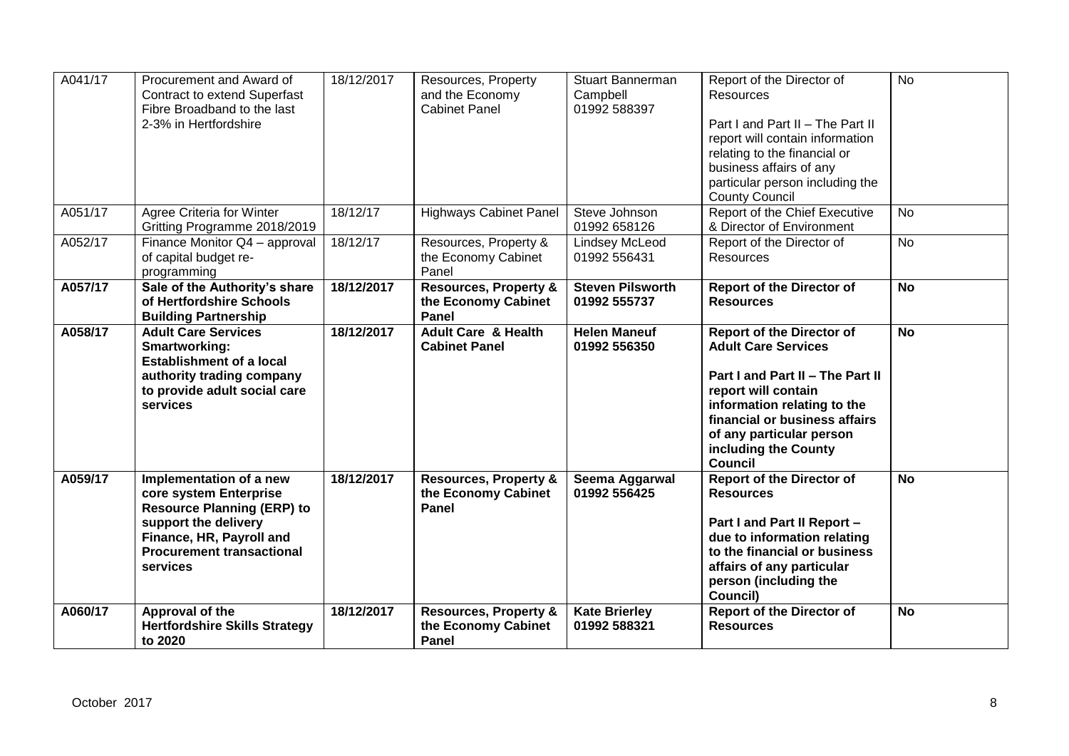| A041/17 | Procurement and Award of Contract to extend Superfast Fibre Broadband to the last 2-3% in Hertfordshire | 18/12/2017 | Resources, Property and the Economy Cabinet Panel | Stuart Bannerman Campbell 01992 588397 | Report of the Director of Resources<br><br>Part I and Part II – The Part II report will contain information relating to the financial or business affairs of any particular person including the County Council | No |
|---|---|---|---|---|---|---|
| A051/17 | Agree Criteria for Winter Gritting Programme 2018/2019 | 18/12/17 | Highways Cabinet Panel | Steve Johnson 01992 658126 | Report of the Chief Executive & Director of Environment | No |
| A052/17 | Finance Monitor Q4 – approval of capital budget re-programming | 18/12/17 | Resources, Property & the Economy Cabinet Panel | Lindsey McLeod 01992 556431 | Report of the Director of Resources | No |
| **A057/17** | **Sale of the Authority's share of Hertfordshire Schools Building Partnership** | **18/12/2017** | **Resources, Property & the Economy Cabinet Panel** | **Steven Pilsworth 01992 555737** | **Report of the Director of Resources** | **No** |
| **A058/17** | **Adult Care Services Smartworking: Establishment of a local authority trading company to provide adult social care services** | **18/12/2017** | **Adult Care & Health Cabinet Panel** | **Helen Maneuf 01992 556350** | **Report of the Director of Adult Care Services**<br><br>**Part I and Part II – The Part II report will contain information relating to the financial or business affairs of any particular person including the County Council** | **No** |
| **A059/17** | **Implementation of a new core system Enterprise Resource Planning (ERP) to support the delivery Finance, HR, Payroll and Procurement transactional services** | **18/12/2017** | **Resources, Property & the Economy Cabinet Panel** | **Seema Aggarwal 01992 556425** | **Report of the Director of Resources**<br><br>**Part I and Part II Report – due to information relating to the financial or business affairs of any particular person (including the Council)** | **No** |
| **A060/17** | **Approval of the Hertfordshire Skills Strategy to 2020** | **18/12/2017** | **Resources, Property & the Economy Cabinet Panel** | **Kate Brierley 01992 588321** | **Report of the Director of Resources** | **No** |

October 2017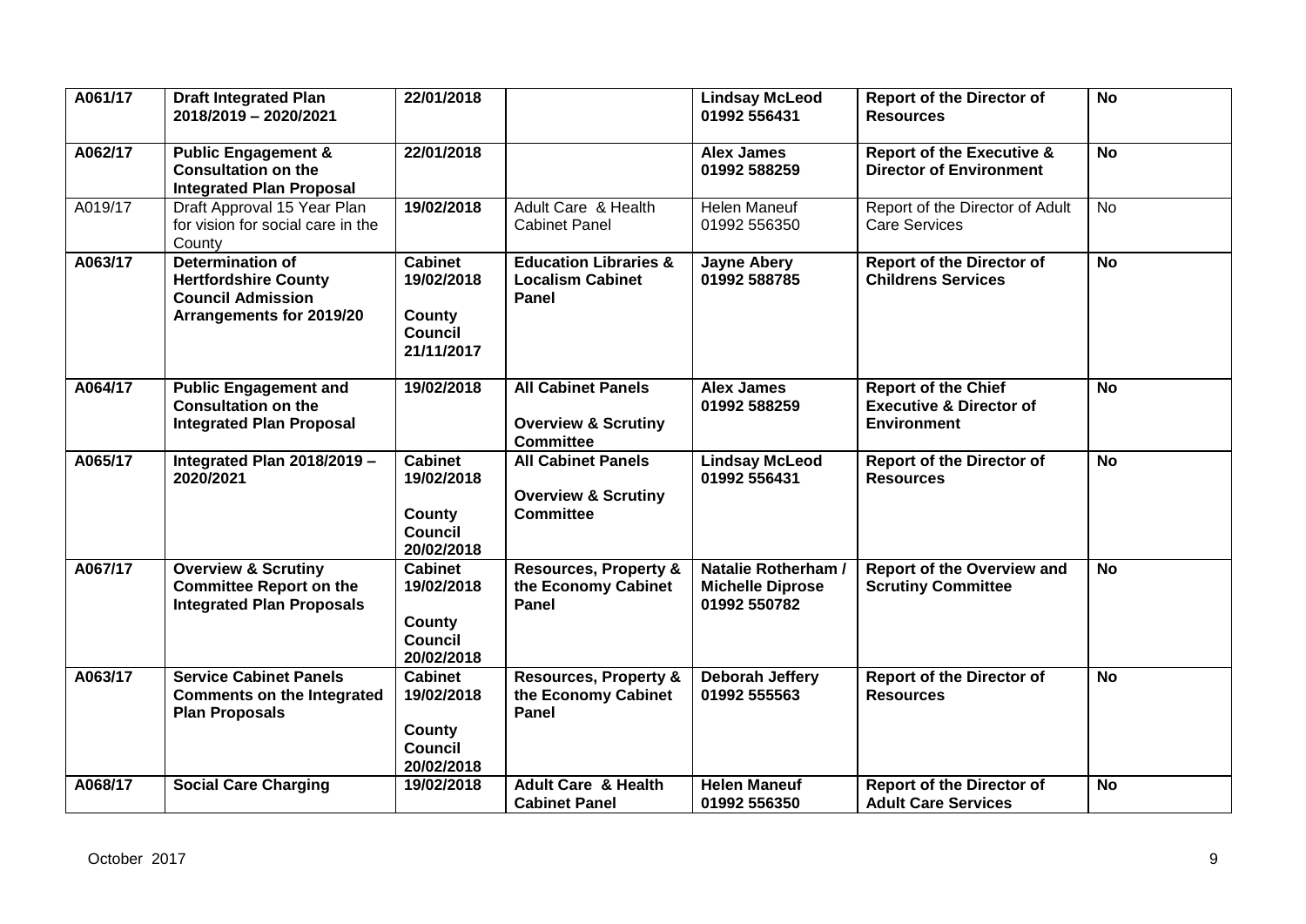| A061/17 | **Draft Integrated Plan 2018/2019 – 2020/2021** | **22/01/2018** | | **Lindsay McLeod 01992 556431** | **Report of the Director of Resources** | **No** |
|---|---|---|---|---|---|---|
| **A062/17** | **Public Engagement & Consultation on the Integrated Plan Proposal** | **22/01/2018** | | **Alex James 01992 588259** | **Report of the Executive & Director of Environment** | **No** |
| A019/17 | Draft Approval 15 Year Plan for vision for social care in the County | **19/02/2018** | Adult Care & Health Cabinet Panel | Helen Maneuf 01992 556350 | Report of the Director of Adult Care Services | No |
| **A063/17** | **Determination of Hertfordshire County Council Admission Arrangements for 2019/20** | **Cabinet 19/02/2018** **County Council 21/11/2017** | **Education Libraries & Localism Cabinet Panel** | **Jayne Abery 01992 588785** | **Report of the Director of Childrens Services** | **No** |
| **A064/17** | **Public Engagement and Consultation on the Integrated Plan Proposal** | **19/02/2018** | **All Cabinet Panels** **Overview & Scrutiny Committee** | **Alex James 01992 588259** | **Report of the Chief Executive & Director of Environment** | **No** |
| **A065/17** | **Integrated Plan 2018/2019 – 2020/2021** | **Cabinet 19/02/2018** **County Council 20/02/2018** | **All Cabinet Panels** **Overview & Scrutiny Committee** | **Lindsay McLeod 01992 556431** | **Report of the Director of Resources** | **No** |
| **A067/17** | **Overview & Scrutiny Committee Report on the Integrated Plan Proposals** | **Cabinet 19/02/2018** **County Council 20/02/2018** | **Resources, Property & the Economy Cabinet Panel** | **Natalie Rotherham / Michelle Diprose 01992 550782** | **Report of the Overview and Scrutiny Committee** | **No** |
| **A063/17** | **Service Cabinet Panels Comments on the Integrated Plan Proposals** | **Cabinet 19/02/2018** **County Council 20/02/2018** | **Resources, Property & the Economy Cabinet Panel** | **Deborah Jeffery 01992 555563** | **Report of the Director of Resources** | **No** |
| **A068/17** | **Social Care Charging** | **19/02/2018** | **Adult Care & Health Cabinet Panel** | **Helen Maneuf 01992 556350** | **Report of the Director of Adult Care Services** | **No** |

October 2017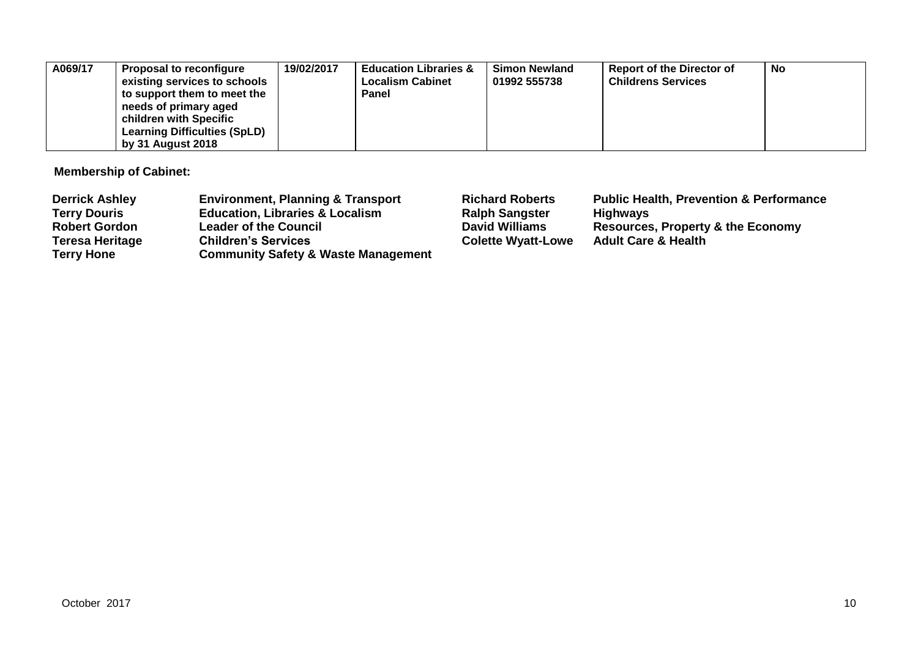| A069/17 | Proposal to reconfigure existing services to schools to support them to meet the needs of primary aged children with Specific Learning Difficulties (SpLD) by 31 August 2018 | 19/02/2017 | Education Libraries & Localism Cabinet Panel | Simon Newland 01992 555738 | Report of the Director of Childrens Services | No |
|---|---|---|---|---|---|---|

**Membership of Cabinet:**

| | | | |
|---|---|---|---|
| **Derrick Ashley** | **Environment, Planning & Transport** | **Richard Roberts** | **Public Health, Prevention & Performance** |
| **Terry Douris** | **Education, Libraries & Localism** | **Ralph Sangster** | **Highways** |
| **Robert Gordon** | **Leader of the Council** | **David Williams** | **Resources, Property & the Economy** |
| **Teresa Heritage** | **Children's Services** | **Colette Wyatt-Lowe** | **Adult Care & Health** |
| **Terry Hone** | **Community Safety & Waste Management** | | |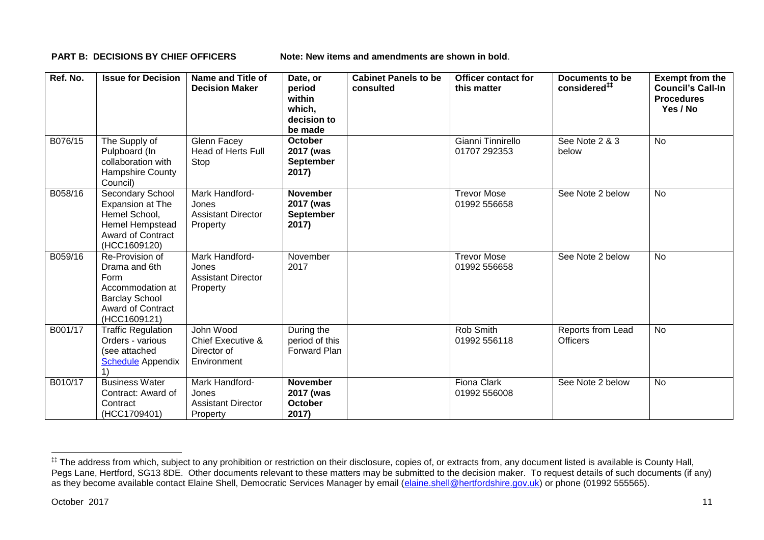**PART B: DECISIONS BY CHIEF OFFICERS** Note: New items and amendments are shown in **bold**.

| Ref. No. | Issue for Decision | Name and Title of Decision Maker | Date, or period within which, decision to be made | Cabinet Panels to be consulted | Officer contact for this matter | Documents to be considered[‡‡] | Exempt from the Council's Call-In Procedures Yes / No |
|---|---|---|---|---|---|---|---|
| B076/15 | The Supply of Pulpboard (In collaboration with Hampshire County Council) | Glenn Facey Head of Herts Full Stop | **October 2017 (was September 2017)** | | Gianni Tinnirello 01707 292353 | See Note 2 & 3 below | No |
| B058/16 | Secondary School Expansion at The Hemel School, Hemel Hempstead Award of Contract (HCC1609120) | Mark Handford-Jones Assistant Director Property | **November 2017 (was September 2017)** | | Trevor Mose 01992 556658 | See Note 2 below | No |
| B059/16 | Re-Provision of Drama and 6th Form Accommodation at Barclay School Award of Contract (HCC1609121) | Mark Handford-Jones Assistant Director Property | November 2017 | | Trevor Mose 01992 556658 | See Note 2 below | No |
| B001/17 | Traffic Regulation Orders - various (see attached Schedule Appendix 1) | John Wood Chief Executive & Director of Environment | During the period of this Forward Plan | | Rob Smith 01992 556118 | Reports from Lead Officers | No |
| B010/17 | Business Water Contract: Award of Contract (HCC1709401) | Mark Handford-Jones Assistant Director Property | **November 2017 (was October 2017)** | | Fiona Clark 01992 556008 | See Note 2 below | No |

[‡‡] The address from which, subject to any prohibition or restriction on their disclosure, copies of, or extracts from, any document listed is available is County Hall, Pegs Lane, Hertford, SG13 8DE. Other documents relevant to these matters may be submitted to the decision maker. To request details of such documents (if any) as they become available contact Elaine Shell, Democratic Services Manager by email (elaine.shell@hertfordshire.gov.uk) or phone (01992 555565).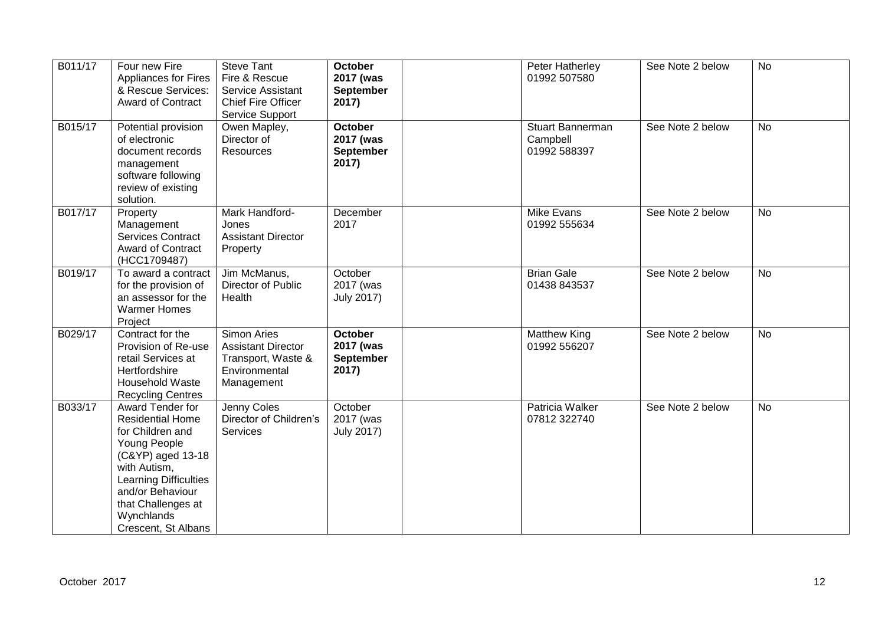| B011/17 | Four new Fire Appliances for Fires & Rescue Services: Award of Contract | Steve Tant Fire & Rescue Service Assistant Chief Fire Officer Service Support | **October 2017 (was September 2017)** | | Peter Hatherley 01992 507580 | See Note 2 below | No |
|---|---|---|---|---|---|---|---|
| B015/17 | Potential provision of electronic document records management software following review of existing solution. | Owen Mapley, Director of Resources | **October 2017 (was September 2017)** | | Stuart Bannerman Campbell 01992 588397 | See Note 2 below | No |
| B017/17 | Property Management Services Contract Award of Contract (HCC1709487) | Mark Handford-Jones Assistant Director Property | December 2017 | | Mike Evans 01992 555634 | See Note 2 below | No |
| B019/17 | To award a contract for the provision of an assessor for the Warmer Homes Project | Jim McManus, Director of Public Health | October 2017 (was July 2017) | | Brian Gale 01438 843537 | See Note 2 below | No |
| B029/17 | Contract for the Provision of Re-use retail Services at Hertfordshire Household Waste Recycling Centres | Simon Aries Assistant Director Transport, Waste & Environmental Management | **October 2017 (was September 2017)** | | Matthew King 01992 556207 | See Note 2 below | No |
| B033/17 | Award Tender for Residential Home for Children and Young People (C&YP) aged 13-18 with Autism, Learning Difficulties and/or Behaviour that Challenges at Wynchlands Crescent, St Albans | Jenny Coles Director of Children's Services | October 2017 (was July 2017) | | Patricia Walker 07812 322740 | See Note 2 below | No |

October 2017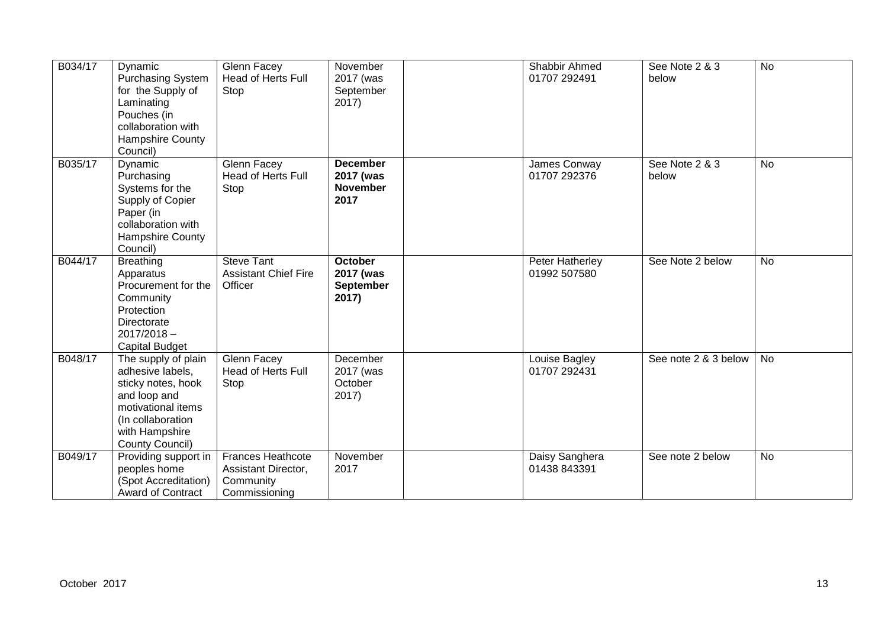| | | | | | | | |
|---|---|---|---|---|---|---|---|
| B034/17 | Dynamic Purchasing System for the Supply of Laminating Pouches (in collaboration with Hampshire County Council) | Glenn Facey Head of Herts Full Stop | November 2017 (was September 2017) | | Shabbir Ahmed 01707 292491 | See Note 2 & 3 below | No |
| B035/17 | Dynamic Purchasing Systems for the Supply of Copier Paper (in collaboration with Hampshire County Council) | Glenn Facey Head of Herts Full Stop | **December 2017 (was November 2017** | | James Conway 01707 292376 | See Note 2 & 3 below | No |
| B044/17 | Breathing Apparatus Procurement for the Community Protection Directorate 2017/2018 – Capital Budget | Steve Tant Assistant Chief Fire Officer | **October 2017 (was September 2017)** | | Peter Hatherley 01992 507580 | See Note 2 below | No |
| B048/17 | The supply of plain adhesive labels, sticky notes, hook and loop and motivational items (In collaboration with Hampshire County Council) | Glenn Facey Head of Herts Full Stop | December 2017 (was October 2017) | | Louise Bagley 01707 292431 | See note 2 & 3 below | No |
| B049/17 | Providing support in peoples home (Spot Accreditation) Award of Contract | Frances Heathcote Assistant Director, Community Commissioning | November 2017 | | Daisy Sanghera 01438 843391 | See note 2 below | No |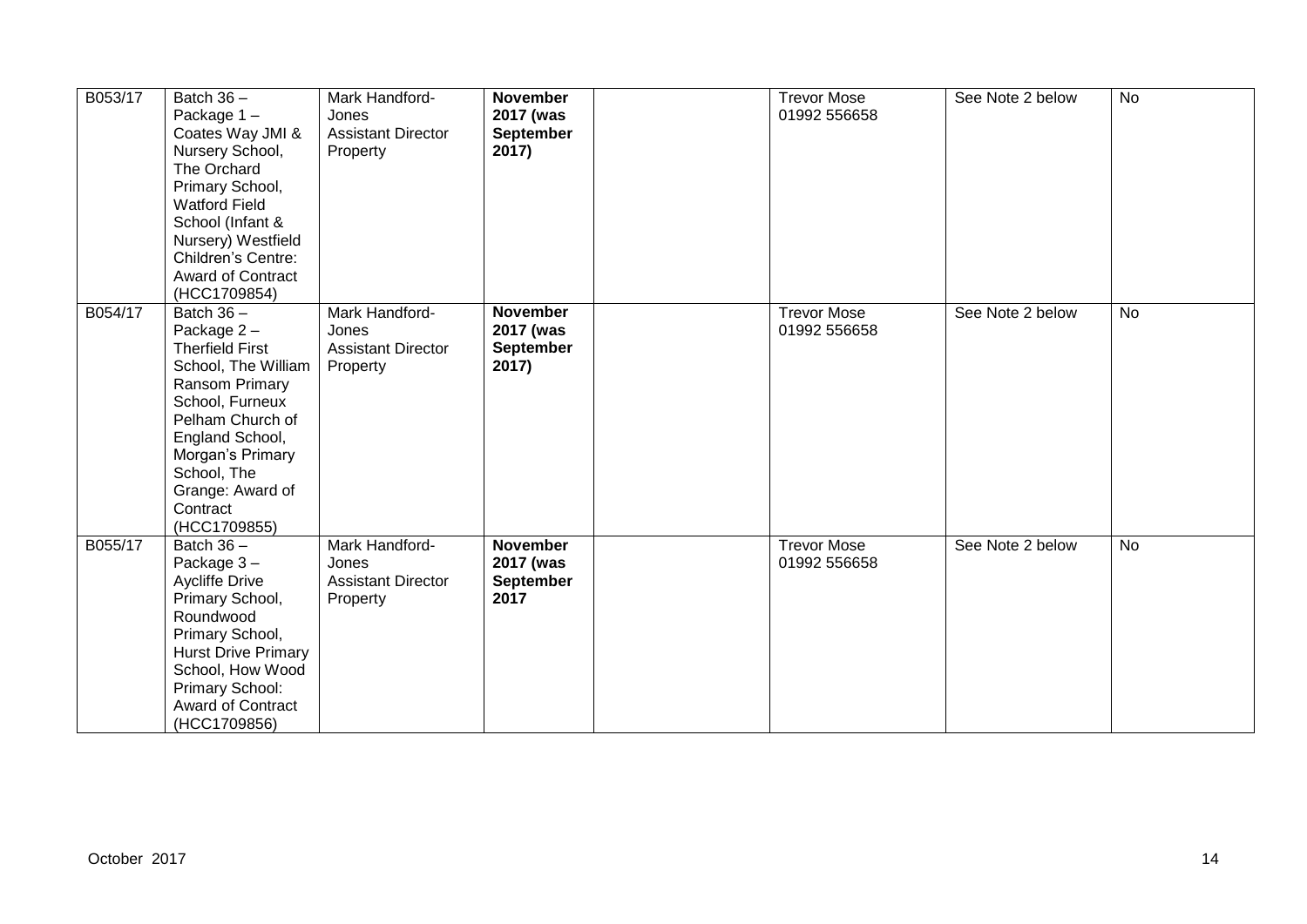| | | | | | | | |
|---|---|---|---|---|---|---|---|
| B053/17 | Batch 36 – Package 1 – Coates Way JMI & Nursery School, The Orchard Primary School, Watford Field School (Infant & Nursery) Westfield Children's Centre: Award of Contract (HCC1709854) | Mark Handford-Jones Assistant Director Property | **November 2017 (was September 2017)** | | Trevor Mose 01992 556658 | See Note 2 below | No |
| B054/17 | Batch 36 – Package 2 – Therfield First School, The William Ransom Primary School, Furneux Pelham Church of England School, Morgan's Primary School, The Grange: Award of Contract (HCC1709855) | Mark Handford-Jones Assistant Director Property | **November 2017 (was September 2017)** | | Trevor Mose 01992 556658 | See Note 2 below | No |
| B055/17 | Batch 36 – Package 3 – Aycliffe Drive Primary School, Roundwood Primary School, Hurst Drive Primary School, How Wood Primary School: Award of Contract (HCC1709856) | Mark Handford-Jones Assistant Director Property | **November 2017 (was September 2017** | | Trevor Mose 01992 556658 | See Note 2 below | No |

October 2017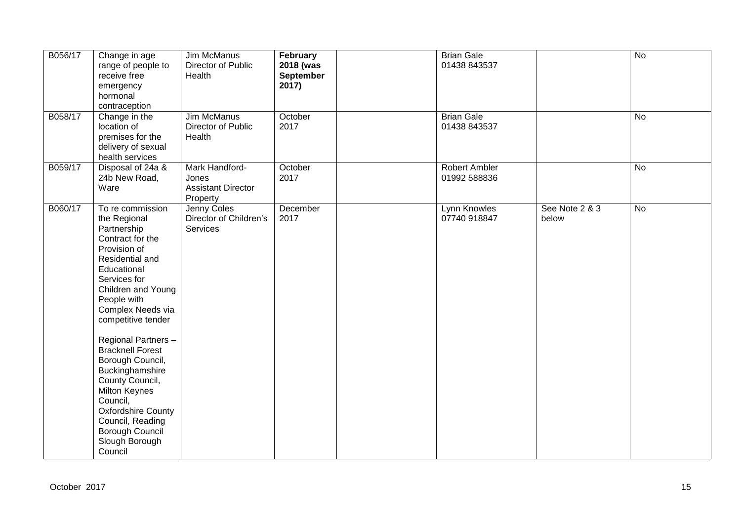| B056/17 | Change in age range of people to receive free emergency hormonal contraception | Jim McManus Director of Public Health | **February 2018 (was September 2017)** | | Brian Gale 01438 843537 | | No |
|---|---|---|---|---|---|---|---|
| B058/17 | Change in the location of premises for the delivery of sexual health services | Jim McManus Director of Public Health | October 2017 | | Brian Gale 01438 843537 | | No |
| B059/17 | Disposal of 24a & 24b New Road, Ware | Mark Handford-Jones Assistant Director Property | October 2017 | | Robert Ambler 01992 588836 | | No |
| B060/17 | To re commission the Regional Partnership Contract for the Provision of Residential and Educational Services for Children and Young People with Complex Needs via competitive tender<br><br>Regional Partners – Bracknell Forest Borough Council, Buckinghamshire County Council, Milton Keynes Council, Oxfordshire County Council, Reading Borough Council Slough Borough Council | Jenny Coles Director of Children's Services | December 2017 | | Lynn Knowles 07740 918847 | See Note 2 & 3 below | No |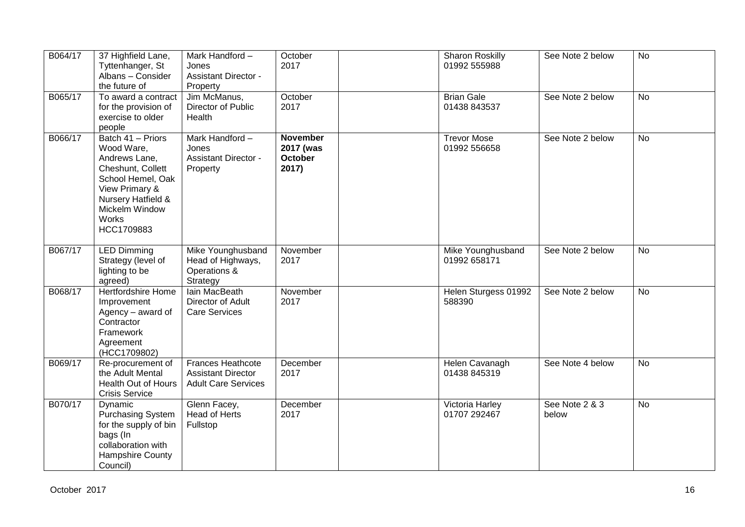| B064/17 | 37 Highfield Lane, Tyttenhanger, St Albans – Consider the future of | Mark Handford – Jones Assistant Director - Property | October 2017 | | Sharon Roskilly 01992 555988 | See Note 2 below | No |
|---|---|---|---|---|---|---|---|
| B065/17 | To award a contract for the provision of exercise to older people | Jim McManus, Director of Public Health | October 2017 | | Brian Gale 01438 843537 | See Note 2 below | No |
| B066/17 | Batch 41 – Priors Wood Ware, Andrews Lane, Cheshunt, Collett School Hemel, Oak View Primary & Nursery Hatfield & Mickelm Window Works HCC1709883 | Mark Handford – Jones Assistant Director - Property | **November 2017 (was October 2017)** | | Trevor Mose 01992 556658 | See Note 2 below | No |
| B067/17 | LED Dimming Strategy (level of lighting to be agreed) | Mike Younghusband Head of Highways, Operations & Strategy | November 2017 | | Mike Younghusband 01992 658171 | See Note 2 below | No |
| B068/17 | Hertfordshire Home Improvement Agency – award of Contractor Framework Agreement (HCC1709802) | Iain MacBeath Director of Adult Care Services | November 2017 | | Helen Sturgess 01992 588390 | See Note 2 below | No |
| B069/17 | Re-procurement of the Adult Mental Health Out of Hours Crisis Service | Frances Heathcote Assistant Director Adult Care Services | December 2017 | | Helen Cavanagh 01438 845319 | See Note 4 below | No |
| B070/17 | Dynamic Purchasing System for the supply of bin bags (In collaboration with Hampshire County Council) | Glenn Facey, Head of Herts Fullstop | December 2017 | | Victoria Harley 01707 292467 | See Note 2 & 3 below | No |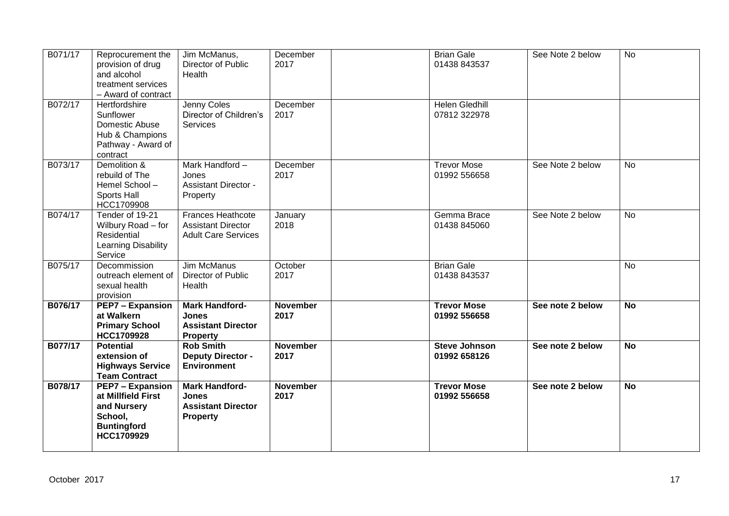| B071/17 | Reprocurement the provision of drug and alcohol treatment services – Award of contract | Jim McManus, Director of Public Health | December 2017 | | Brian Gale 01438 843537 | See Note 2 below | No |
|---|---|---|---|---|---|---|---|
| B072/17 | Hertfordshire Sunflower Domestic Abuse Hub & Champions Pathway - Award of contract | Jenny Coles Director of Children's Services | December 2017 | | Helen Gledhill 07812 322978 | | |
| B073/17 | Demolition & rebuild of The Hemel School – Sports Hall HCC1709908 | Mark Handford – Jones Assistant Director - Property | December 2017 | | Trevor Mose 01992 556658 | See Note 2 below | No |
| B074/17 | Tender of 19-21 Wilbury Road – for Residential Learning Disability Service | Frances Heathcote Assistant Director Adult Care Services | January 2018 | | Gemma Brace 01438 845060 | See Note 2 below | No |
| B075/17 | Decommission outreach element of sexual health provision | Jim McManus Director of Public Health | October 2017 | | Brian Gale 01438 843537 | | No |
| **B076/17** | **PEP7 – Expansion at Walkern Primary School HCC1709928** | **Mark Handford-Jones Assistant Director Property** | **November 2017** | | **Trevor Mose 01992 556658** | **See note 2 below** | **No** |
| **B077/17** | **Potential extension of Highways Service Team Contract** | **Rob Smith Deputy Director - Environment** | **November 2017** | | **Steve Johnson 01992 658126** | **See note 2 below** | **No** |
| **B078/17** | **PEP7 – Expansion at Millfield First and Nursery School, Buntingford HCC1709929** | **Mark Handford-Jones Assistant Director Property** | **November 2017** | | **Trevor Mose 01992 556658** | **See note 2 below** | **No** |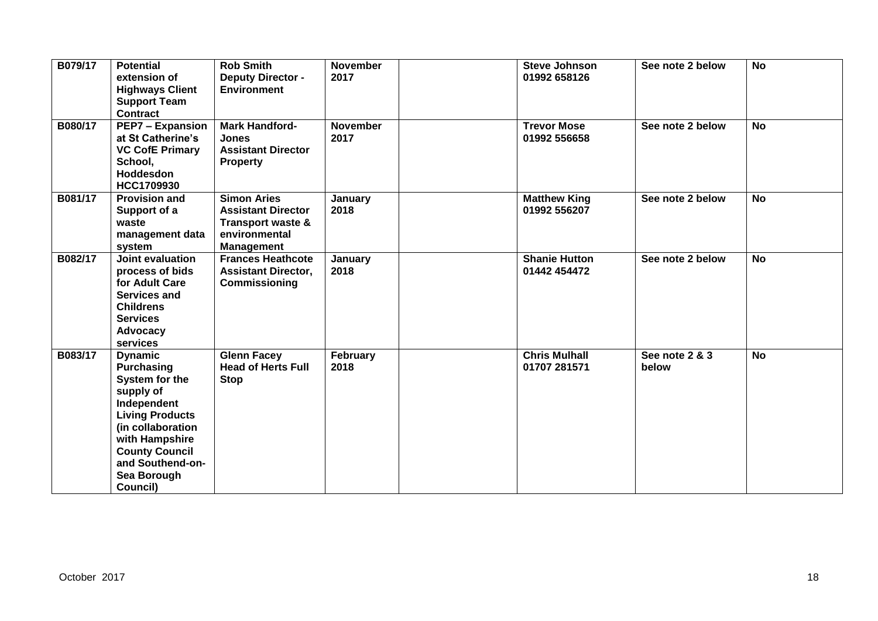| B079/17 | **Potential extension of Highways Client Support Team Contract** | **Rob Smith Deputy Director - Environment** | **November 2017** | | **Steve Johnson 01992 658126** | **See note 2 below** | **No** |
|---|---|---|---|---|---|---|---|
| **B080/17** | **PEP7 – Expansion at St Catherine's VC CofE Primary School, Hoddesdon HCC1709930** | **Mark Handford-Jones Assistant Director Property** | **November 2017** | | **Trevor Mose 01992 556658** | **See note 2 below** | **No** |
| **B081/17** | **Provision and Support of a waste management data system** | **Simon Aries Assistant Director Transport waste & environmental Management** | **January 2018** | | **Matthew King 01992 556207** | **See note 2 below** | **No** |
| **B082/17** | **Joint evaluation process of bids for Adult Care Services and Childrens Services Advocacy services** | **Frances Heathcote Assistant Director, Commissioning** | **January 2018** | | **Shanie Hutton 01442 454472** | **See note 2 below** | **No** |
| **B083/17** | **Dynamic Purchasing System for the supply of Independent Living Products (in collaboration with Hampshire County Council and Southend-on-Sea Borough Council)** | **Glenn Facey Head of Herts Full Stop** | **February 2018** | | **Chris Mulhall 01707 281571** | **See note 2 & 3 below** | **No** |

October 2017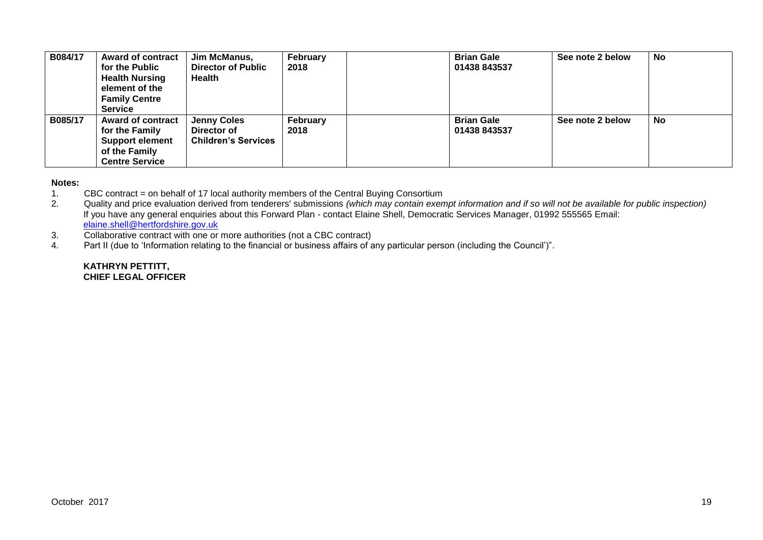| B084/17 | **Award of contract for the Public Health Nursing element of the Family Centre Service** | **Jim McManus, Director of Public Health** | **February 2018** | | **Brian Gale 01438 843537** | **See note 2 below** | **No** |
|---|---|---|---|---|---|---|---|
| **B085/17** | **Award of contract for the Family Support element of the Family Centre Service** | **Jenny Coles Director of Children's Services** | **February 2018** | | **Brian Gale 01438 843537** | **See note 2 below** | **No** |

**Notes:**

1. CBC contract = on behalf of 17 local authority members of the Central Buying Consortium
2. Quality and price evaluation derived from tenderers' submissions *(which may contain exempt information and if so will not be available for public inspection)* If you have any general enquiries about this Forward Plan - contact Elaine Shell, Democratic Services Manager, 01992 555565 Email: elaine.shell@hertfordshire.gov.uk
3. Collaborative contract with one or more authorities (not a CBC contract)
4. Part II (due to 'Information relating to the financial or business affairs of any particular person (including the Council')".

**KATHRYN PETTITT,**
**CHIEF LEGAL OFFICER**

October 2017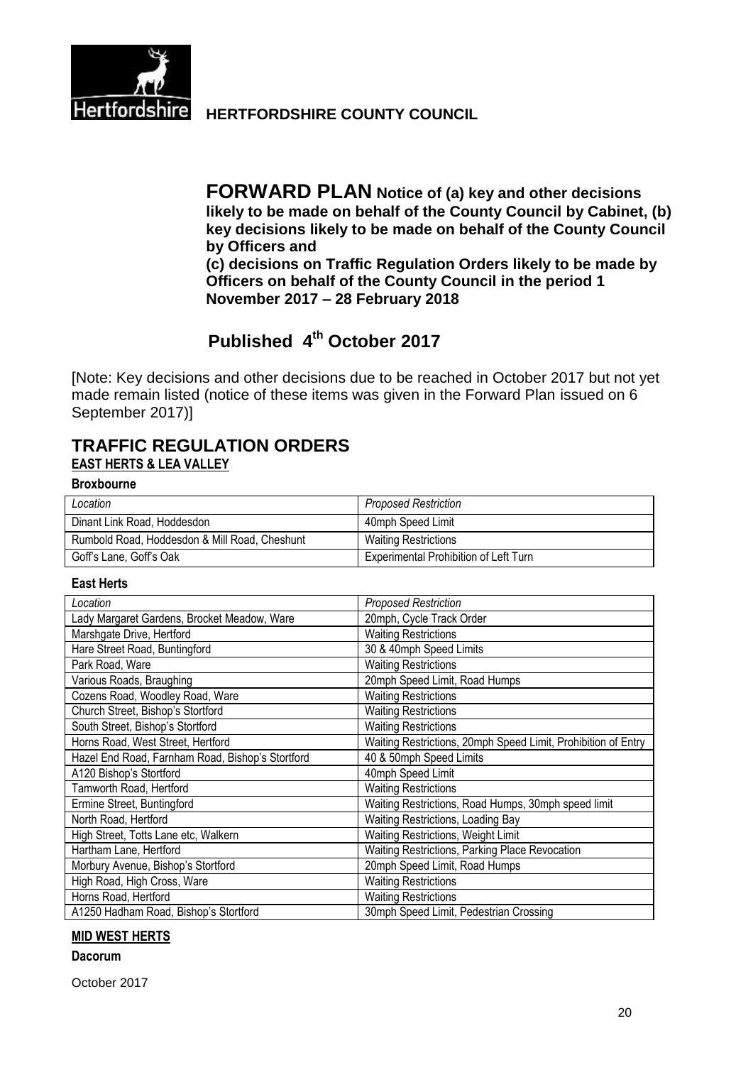**HERTFORDSHIRE COUNTY COUNCIL**

# FORWARD PLAN

**Notice of (a) key and other decisions likely to be made on behalf of the County Council by Cabinet, (b) key decisions likely to be made on behalf of the County Council by Officers and (c) decisions on Traffic Regulation Orders likely to be made by Officers on behalf of the County Council in the period 1 November 2017 – 28 February 2018**

## Published 4th October 2017

[Note: Key decisions and other decisions due to be reached in October 2017 but not yet made remain listed (notice of these items was given in the Forward Plan issued on 6 September 2017)]

# TRAFFIC REGULATION ORDERS

## EAST HERTS & LEA VALLEY

### Broxbourne

| *Location* | *Proposed Restriction* |
|---|---|
| Dinant Link Road, Hoddesdon | 40mph Speed Limit |
| Rumbold Road, Hoddesdon & Mill Road, Cheshunt | Waiting Restrictions |
| Goff's Lane, Goff's Oak | Experimental Prohibition of Left Turn |

### East Herts

| *Location* | *Proposed Restriction* |
|---|---|
| Lady Margaret Gardens, Brocket Meadow, Ware | 20mph, Cycle Track Order |
| Marshgate Drive, Hertford | Waiting Restrictions |
| Hare Street Road, Buntingford | 30 & 40mph Speed Limits |
| Park Road, Ware | Waiting Restrictions |
| Various Roads, Braughing | 20mph Speed Limit, Road Humps |
| Cozens Road, Woodley Road, Ware | Waiting Restrictions |
| Church Street, Bishop's Stortford | Waiting Restrictions |
| South Street, Bishop's Stortford | Waiting Restrictions |
| Horns Road, West Street, Hertford | Waiting Restrictions, 20mph Speed Limit, Prohibition of Entry |
| Hazel End Road, Farnham Road, Bishop's Stortford | 40 & 50mph Speed Limits |
| A120 Bishop's Stortford | 40mph Speed Limit |
| Tamworth Road, Hertford | Waiting Restrictions |
| Ermine Street, Buntingford | Waiting Restrictions, Road Humps, 30mph speed limit |
| North Road, Hertford | Waiting Restrictions, Loading Bay |
| High Street, Totts Lane etc, Walkern | Waiting Restrictions, Weight Limit |
| Hartham Lane, Hertford | Waiting Restrictions, Parking Place Revocation |
| Morbury Avenue, Bishop's Stortford | 20mph Speed Limit, Road Humps |
| High Road, High Cross, Ware | Waiting Restrictions |
| Horns Road, Hertford | Waiting Restrictions |
| A1250 Hadham Road, Bishop's Stortford | 30mph Speed Limit, Pedestrian Crossing |

## MID WEST HERTS

### Dacorum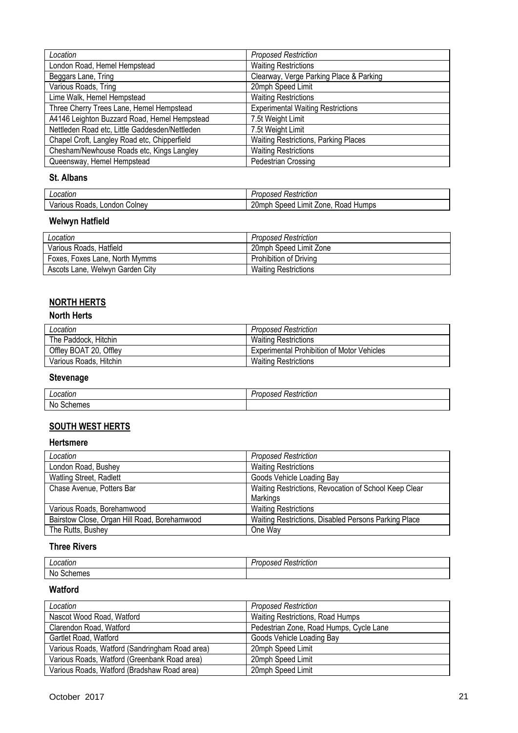| *Location* | *Proposed Restriction* |
|---|---|
| London Road, Hemel Hempstead | Waiting Restrictions |
| Beggars Lane, Tring | Clearway, Verge Parking Place & Parking |
| Various Roads, Tring | 20mph Speed Limit |
| Lime Walk, Hemel Hempstead | Waiting Restrictions |
| Three Cherry Trees Lane, Hemel Hempstead | Experimental Waiting Restrictions |
| A4146 Leighton Buzzard Road, Hemel Hempstead | 7.5t Weight Limit |
| Nettleden Road etc, Little Gaddesden/Nettleden | 7.5t Weight Limit |
| Chapel Croft, Langley Road etc, Chipperfield | Waiting Restrictions, Parking Places |
| Chesham/Newhouse Roads etc, Kings Langley | Waiting Restrictions |
| Queensway, Hemel Hempstead | Pedestrian Crossing |

### St. Albans

| *Location* | *Proposed Restriction* |
|---|---|
| Various Roads, London Colney | 20mph Speed Limit Zone, Road Humps |

### Welwyn Hatfield

| *Location* | *Proposed Restriction* |
|---|---|
| Various Roads, Hatfield | 20mph Speed Limit Zone |
| Foxes, Foxes Lane, North Mymms | Prohibition of Driving |
| Ascots Lane, Welwyn Garden City | Waiting Restrictions |

## NORTH HERTS

### North Herts

| *Location* | *Proposed Restriction* |
|---|---|
| The Paddock, Hitchin | Waiting Restrictions |
| Offley BOAT 20, Offley | Experimental Prohibition of Motor Vehicles |
| Various Roads, Hitchin | Waiting Restrictions |

### Stevenage

| *Location* | *Proposed Restriction* |
|---|---|
| No Schemes | |

## SOUTH WEST HERTS

### Hertsmere

| *Location* | *Proposed Restriction* |
|---|---|
| London Road, Bushey | Waiting Restrictions |
| Watling Street, Radlett | Goods Vehicle Loading Bay |
| Chase Avenue, Potters Bar | Waiting Restrictions, Revocation of School Keep Clear Markings |
| Various Roads, Borehamwood | Waiting Restrictions |
| Bairstow Close, Organ Hill Road, Borehamwood | Waiting Restrictions, Disabled Persons Parking Place |
| The Rutts, Bushey | One Way |

### Three Rivers

| *Location* | *Proposed Restriction* |
|---|---|
| No Schemes | |

### Watford

| *Location* | *Proposed Restriction* |
|---|---|
| Nascot Wood Road, Watford | Waiting Restrictions, Road Humps |
| Clarendon Road, Watford | Pedestrian Zone, Road Humps, Cycle Lane |
| Gartlet Road, Watford | Goods Vehicle Loading Bay |
| Various Roads, Watford (Sandringham Road area) | 20mph Speed Limit |
| Various Roads, Watford (Greenbank Road area) | 20mph Speed Limit |
| Various Roads, Watford (Bradshaw Road area) | 20mph Speed Limit |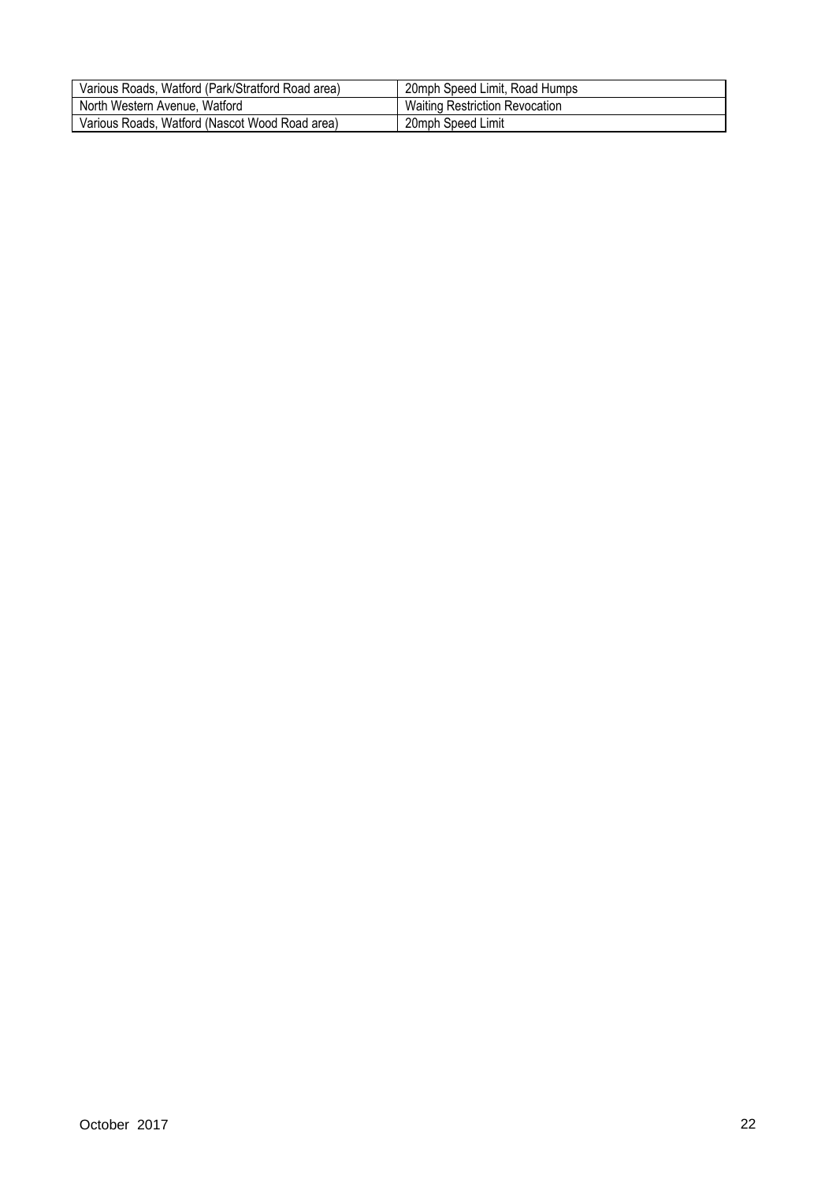| | |
|---|---|
| Various Roads, Watford (Park/Stratford Road area) | 20mph Speed Limit, Road Humps |
| North Western Avenue, Watford | Waiting Restriction Revocation |
| Various Roads, Watford (Nascot Wood Road area) | 20mph Speed Limit |